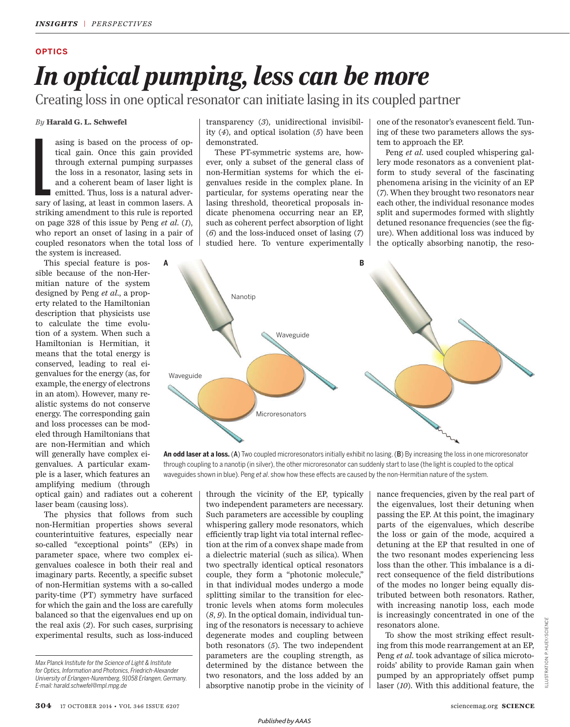OPTICS

# In optical pumping, less can be more

## Creating loss in one optical resonator can initiate lasing in its coupled partner

*By* **Harald G. L. Schwefel**

Lasing is based on the process of optical gain. Once this gain provided through external pumping surpasses the loss in a resonator, lasing sets in and a coherent beam of laser light is emitted. Thus, loss is a natural adversary of lasing, at least in common lasers. A striking amendment to this rule is reported on page 328 of this issue by Peng *et al.* (*1*), who report an onset of lasing in a pair of coupled resonators when the total loss of the system is increased.

This special feature is possible because of the non-Hermitian nature of the system designed by Peng *et al.*, a property related to the Hamiltonian description that physicists use to calculate the time evolution of a system. When such a Hamiltonian is Hermitian, it means that the total energy is conserved, leading to real eigenvalues for the energy (as, for example, the energy of electrons in an atom). However, many realistic systems do not conserve energy. The corresponding gain and loss processes can be modeled through Hamiltonians that are non-Hermitian and which will generally have complex eigenvalues. A particular example is a laser, which features an amplifying medium (through optical gain) and radiates out a coherent laser beam (causing loss).

The physics that follows from such non-Hermitian properties shows several counterintuitive features, especially near so-called "exceptional points" (EPs) in parameter space, where two complex eigenvalues coalesce in both their real and imaginary parts. Recently, a specific subset of non-Hermitian systems with a so-called parity-time (PT) symmetry have surfaced for which the gain and the loss are carefully balanced so that the eigenvalues end up on the real axis (*2*). For such cases, surprising experimental results, such as loss-induced transparency (*3*), unidirectional invisibility (*4*), and optical isolation (*5*) have been demonstrated.

These PT-symmetric systems are, however, only a subset of the general class of non-Hermitian systems for which the eigenvalues reside in the complex plane. In particular, for systems operating near the lasing threshold, theoretical proposals indicate phenomena occurring near an EP, such as coherent perfect absorption of light (*6*) and the loss-induced onset of lasing (*7*) studied here. To venture experimentally through the vicinity of the EP, typically two independent parameters are necessary. Such parameters are accessible by coupling whispering gallery mode resonators, which efficiently trap light via total internal reflection at the rim of a convex shape made from a dielectric material (such as silica). When two spectrally identical optical resonators couple, they form a "photonic molecule," in that individual modes undergo a mode splitting similar to the transition for electronic levels when atoms form molecules (*8*, *9*). In the optical domain, individual tuning of the resonators is necessary to achieve degenerate modes and coupling between both resonators (*5*). The two independent parameters are the coupling strength, as determined by the distance between the two resonators, and the loss added by an absorptive nanotip probe in the vicinity of one of the resonator's evanescent field. Tuning of these two parameters allows the system to approach the EP.

Peng *et al.* used coupled whispering gallery mode resonators as a convenient platform to study several of the fascinating phenomena arising in the vicinity of an EP (*7*). When they brought two resonators near each other, the individual resonance modes split and supermodes formed with slightly detuned resonance frequencies (see the figure). When additional loss was induced by the optically absorbing nanotip, the resonance frequencies, given by the real part of the eigenvalues, lost their detuning when passing the EP. At this point, the imaginary parts of the eigenvalues, which describe the loss or gain of the mode, acquired a detuning at the EP that resulted in one of the two resonant modes experiencing less loss than the other. This imbalance is a direct consequence of the field distributions of the modes no longer being equally distributed between both resonators. Rather, with increasing nanotip loss, each mode is increasingly concentrated in one of the resonators alone.

To show the most striking effect resulting from this mode rearrangement at an EP, Peng *et al.* took advantage of silica microtoroids' ability to provide Raman gain when pumped by an appropriately offset pump laser (*10*). With this additional feature, the

**An odd laser at a loss.** (**A**) Two coupled microresonators initially exhibit no lasing. (**B**) By increasing the loss in one microresonator through coupling to a nanotip (in silver), the other microresonator can suddenly start to lase (the light is coupled to the optical waveguides shown in blue). Peng *et al*. show how these effects are caused by the non-Hermitian nature of the system.

*Max Planck Institute for the Science of Light & Institute for Optics, Information and Photonics, Friedrich-Alexander University of Erlangen-Nuremberg, 91058 Erlangen, Germany. E-mail: harald.schwefel@mpl.mpg.de*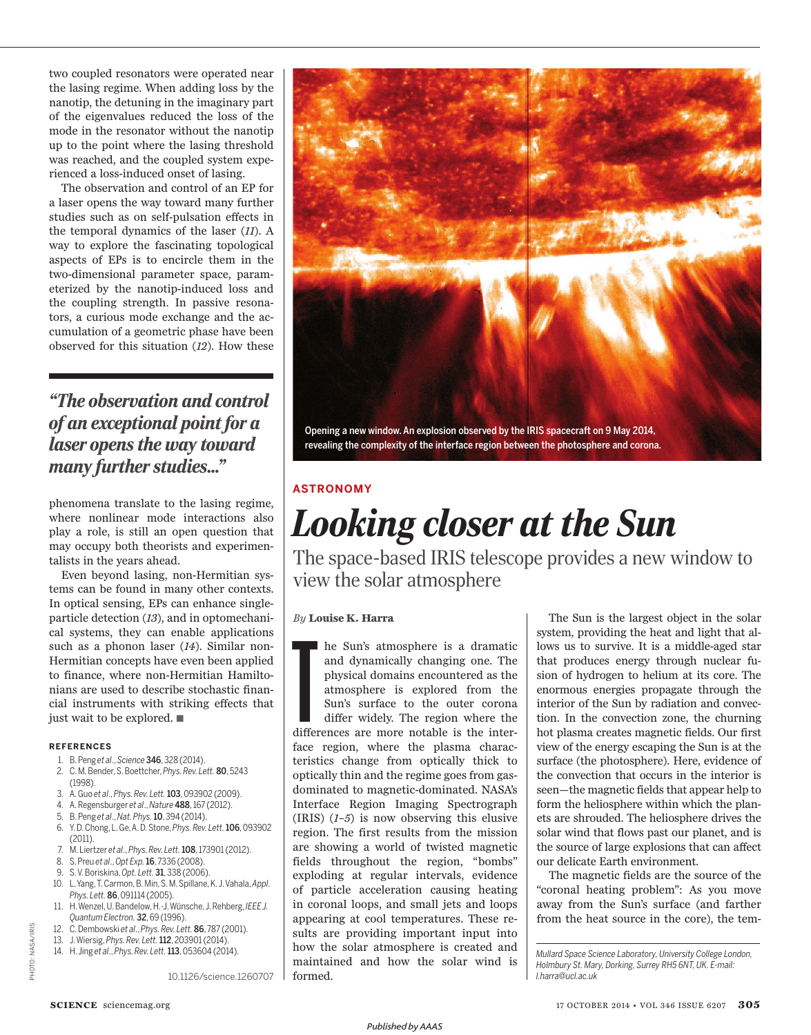two coupled resonators were operated near the lasing regime. When adding loss by the nanotip, the detuning in the imaginary part of the eigenvalues reduced the loss of the mode in the resonator without the nanotip up to the point where the lasing threshold was reached, and the coupled system experienced a loss-induced onset of lasing.

The observation and control of an EP for a laser opens the way toward many further studies such as on self-pulsation effects in the temporal dynamics of the laser (*11*). A way to explore the fascinating topological aspects of EPs is to encircle them in the two-dimensional parameter space, parameterized by the nanotip-induced loss and the coupling strength. In passive resonators, a curious mode exchange and the accumulation of a geometric phase have been observed for this situation (*12*). How these phenomena translate to the lasing regime, where nonlinear mode interactions also play a role, is still an open question that may occupy both theorists and experimentalists in the years ahead.

> *"The observation and control of an exceptional point for a laser opens the way toward many further studies..."*

Even beyond lasing, non-Hermitian systems can be found in many other contexts. In optical sensing, EPs can enhance single-particle detection (*13*), and in optomechanical systems, they can enable applications such as a phonon laser (*14*). Similar non-Hermitian concepts have even been applied to finance, where non-Hermitian Hamiltonians are used to describe stochastic financial instruments with striking effects that just wait to be explored. ■

#### REFERENCES

1. B. Peng *et al.*, *Science* **346**, 328 (2014).
2. C. M. Bender, S. Boettcher, *Phys. Rev. Lett.* **80**, 5243 (1998).
3. A. Guo *et al.*, *Phys. Rev. Lett.* **103**, 093902 (2009).
4. A. Regensburger *et al.*, *Nature* **488**, 167 (2012).
5. B. Peng *et al.*, *Nat. Phys.* **10**, 394 (2014).
6. Y. D. Chong, L. Ge, A. D. Stone, *Phys. Rev. Lett.* **106**, 093902 (2011).
7. M. Liertzer *et al.*, *Phys. Rev. Lett.* **108**, 173901 (2012).
8. S. Preu *et al.*, *Opt Exp.* **16**, 7336 (2008).
9. S. V. Boriskina, *Opt. Lett.* **31**, 338 (2006).
10. L. Yang, T. Carmon, B. Min, S. M. Spillane, K. J. Vahala, *Appl. Phys. Lett.* **86**, 091114 (2005).
11. H. Wenzel, U. Bandelow, H.-J. Wünsche, J. Rehberg, *IEEE J. Quantum Electron.* **32**, 69 (1996).
12. C. Dembowski *et al.*, *Phys. Rev. Lett.* **86**, 787 (2001).
13. J. Wiersig, *Phys. Rev. Lett.* **112**, 203901 (2014).
14. H. Jing *et al.*, *Phys. Rev. Lett.* **113**, 053604 (2014).

10.1126/science.1260707

PHOTO: NASA/IRIS

Opening a new window. An explosion observed by the IRIS spacecraft on 9 May 2014, revealing the complexity of the interface region between the photosphere and corona.

**ASTRONOMY**

# Looking closer at the Sun

## The space-based IRIS telescope provides a new window to view the solar atmosphere

*By* **Louise K. Harra**

The Sun's atmosphere is a dramatic and dynamically changing one. The physical domains encountered as the atmosphere is explored from the Sun's surface to the outer corona differ widely. The region where the differences are more notable is the interface region, where the plasma characteristics change from optically thick to optically thin and the regime goes from gas-dominated to magnetic-dominated. NASA's Interface Region Imaging Spectrograph (IRIS) (*1*–*5*) is now observing this elusive region. The first results from the mission are showing a world of twisted magnetic fields throughout the region, "bombs" exploding at regular intervals, evidence of particle acceleration causing heating in coronal loops, and small jets and loops appearing at cool temperatures. These results are providing important input into how the solar atmosphere is created and maintained and how the solar wind is formed.

The Sun is the largest object in the solar system, providing the heat and light that allows us to survive. It is a middle-aged star that produces energy through nuclear fusion of hydrogen to helium at its core. The enormous energies propagate through the interior of the Sun by radiation and convection. In the convection zone, the churning hot plasma creates magnetic fields. Our first view of the energy escaping the Sun is at the surface (the photosphere). Here, evidence of the convection that occurs in the interior is seen—the magnetic fields that appear help to form the heliosphere within which the planets are shrouded. The heliosphere drives the solar wind that flows past our planet, and is the source of large explosions that can affect our delicate Earth environment.

The magnetic fields are the source of the "coronal heating problem": As you move away from the Sun's surface (and farther from the heat source in the core), the tem-

*Mullard Space Science Laboratory, University College London, Holmbury St. Mary, Dorking, Surrey RH5 6NT, UK. E-mail: l.harra@ucl.ac.uk*